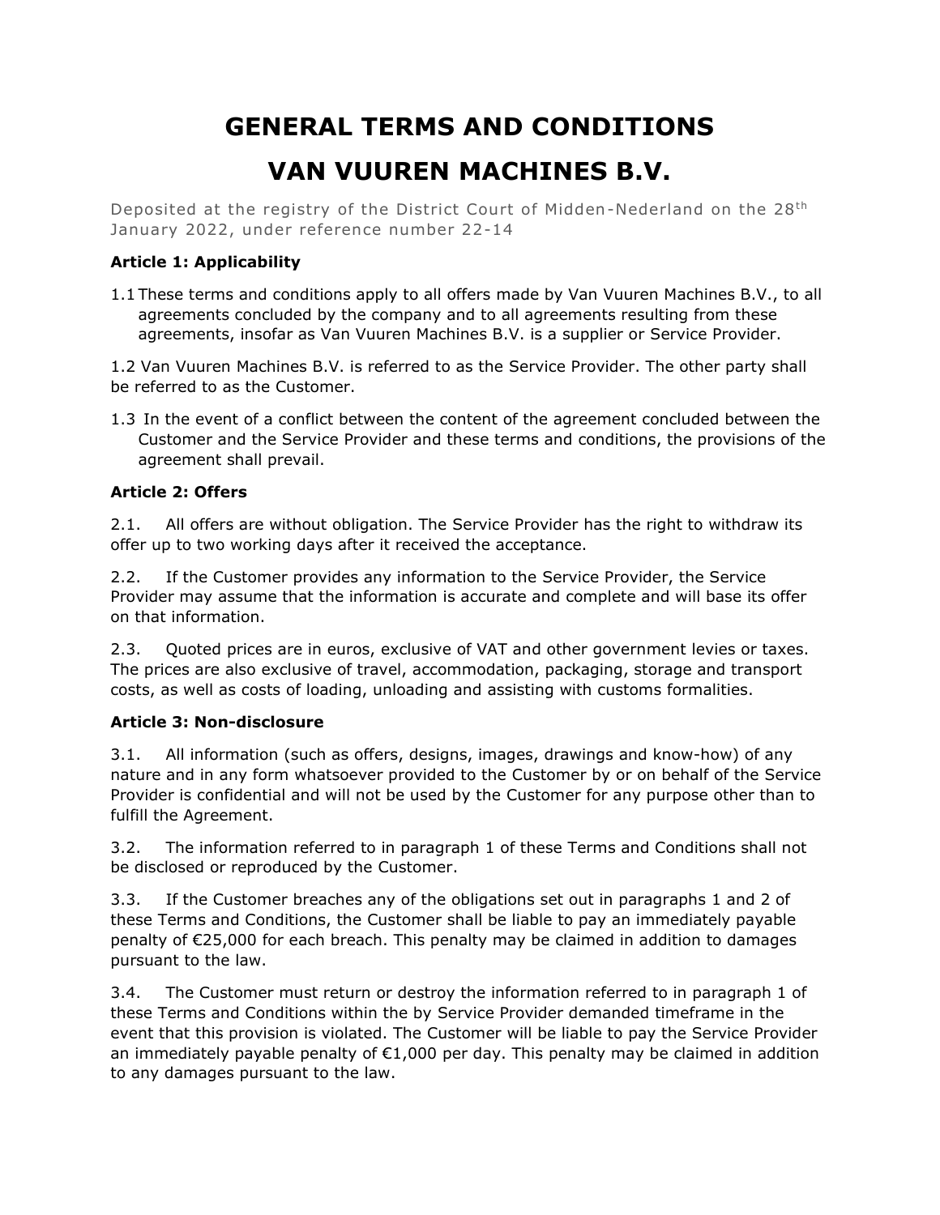# GENERAL TERMS AND CONDITIONS

# VAN VUUREN MACHINES B.V.

Deposited at the registry of the District Court of Midden-Nederland on the 28th January 2022, under reference number 22-14

### Article 1: Applicability

1.1 These terms and conditions apply to all offers made by Van Vuuren Machines B.V., to all agreements concluded by the company and to all agreements resulting from these agreements, insofar as Van Vuuren Machines B.V. is a supplier or Service Provider.

1.2 Van Vuuren Machines B.V. is referred to as the Service Provider. The other party shall be referred to as the Customer.

1.3 In the event of a conflict between the content of the agreement concluded between the Customer and the Service Provider and these terms and conditions, the provisions of the agreement shall prevail.

### Article 2: Offers

2.1. All offers are without obligation. The Service Provider has the right to withdraw its offer up to two working days after it received the acceptance.

2.2. If the Customer provides any information to the Service Provider, the Service Provider may assume that the information is accurate and complete and will base its offer on that information.

2.3. Quoted prices are in euros, exclusive of VAT and other government levies or taxes. The prices are also exclusive of travel, accommodation, packaging, storage and transport costs, as well as costs of loading, unloading and assisting with customs formalities.

### Article 3: Non-disclosure

3.1. All information (such as offers, designs, images, drawings and know-how) of any nature and in any form whatsoever provided to the Customer by or on behalf of the Service Provider is confidential and will not be used by the Customer for any purpose other than to fulfill the Agreement.

3.2. The information referred to in paragraph 1 of these Terms and Conditions shall not be disclosed or reproduced by the Customer.

3.3. If the Customer breaches any of the obligations set out in paragraphs 1 and 2 of these Terms and Conditions, the Customer shall be liable to pay an immediately payable penalty of €25,000 for each breach. This penalty may be claimed in addition to damages pursuant to the law.

3.4. The Customer must return or destroy the information referred to in paragraph 1 of these Terms and Conditions within the by Service Provider demanded timeframe in the event that this provision is violated. The Customer will be liable to pay the Service Provider an immediately payable penalty of €1,000 per day. This penalty may be claimed in addition to any damages pursuant to the law.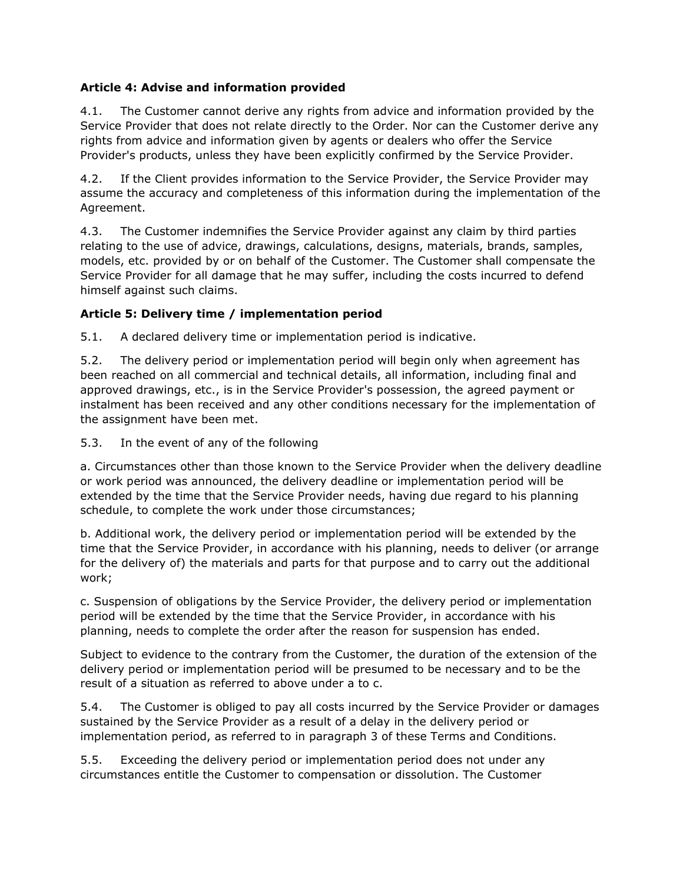**Article 4: Advise and information provided**

4.1. The Customer cannot derive any rights from advice and information provided by the Service Provider that does not relate directly to the Order. Nor can the Customer derive any rights from advice and information given by agents or dealers who offer the Service Provider's products, unless they have been explicitly confirmed by the Service Provider.

4.2. If the Client provides information to the Service Provider, the Service Provider may assume the accuracy and completeness of this information during the implementation of the Agreement.

4.3. The Customer indemnifies the Service Provider against any claim by third parties relating to the use of advice, drawings, calculations, designs, materials, brands, samples, models, etc. provided by or on behalf of the Customer. The Customer shall compensate the Service Provider for all damage that he may suffer, including the costs incurred to defend himself against such claims.

**Article 5: Delivery time / implementation period**

5.1. A declared delivery time or implementation period is indicative.

5.2. The delivery period or implementation period will begin only when agreement has been reached on all commercial and technical details, all information, including final and approved drawings, etc., is in the Service Provider's possession, the agreed payment or instalment has been received and any other conditions necessary for the implementation of the assignment have been met.

5.3. In the event of any of the following

a. Circumstances other than those known to the Service Provider when the delivery deadline or work period was announced, the delivery deadline or implementation period will be extended by the time that the Service Provider needs, having due regard to his planning schedule, to complete the work under those circumstances;

b. Additional work, the delivery period or implementation period will be extended by the time that the Service Provider, in accordance with his planning, needs to deliver (or arrange for the delivery of) the materials and parts for that purpose and to carry out the additional work;

c. Suspension of obligations by the Service Provider, the delivery period or implementation period will be extended by the time that the Service Provider, in accordance with his planning, needs to complete the order after the reason for suspension has ended.

Subject to evidence to the contrary from the Customer, the duration of the extension of the delivery period or implementation period will be presumed to be necessary and to be the result of a situation as referred to above under a to c.

5.4. The Customer is obliged to pay all costs incurred by the Service Provider or damages sustained by the Service Provider as a result of a delay in the delivery period or implementation period, as referred to in paragraph 3 of these Terms and Conditions.

5.5. Exceeding the delivery period or implementation period does not under any circumstances entitle the Customer to compensation or dissolution. The Customer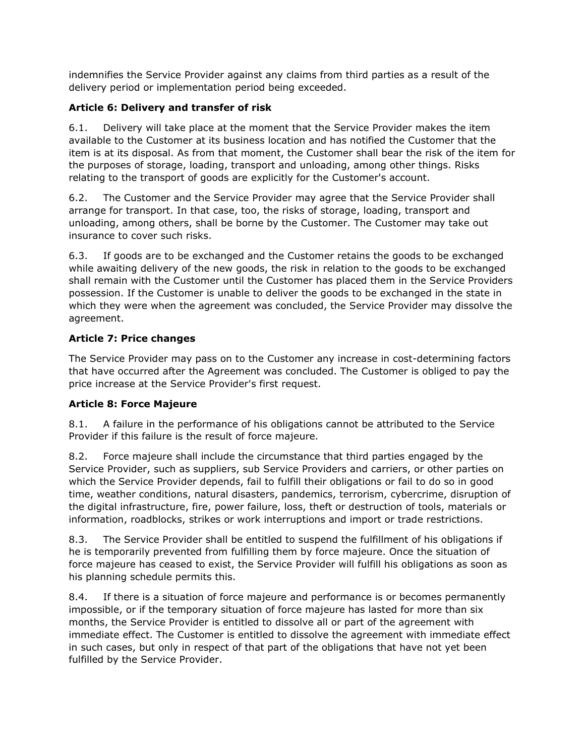indemnifies the Service Provider against any claims from third parties as a result of the delivery period or implementation period being exceeded.

**Article 6: Delivery and transfer of risk**

6.1. Delivery will take place at the moment that the Service Provider makes the item available to the Customer at its business location and has notified the Customer that the item is at its disposal. As from that moment, the Customer shall bear the risk of the item for the purposes of storage, loading, transport and unloading, among other things. Risks relating to the transport of goods are explicitly for the Customer's account.

6.2. The Customer and the Service Provider may agree that the Service Provider shall arrange for transport. In that case, too, the risks of storage, loading, transport and unloading, among others, shall be borne by the Customer. The Customer may take out insurance to cover such risks.

6.3. If goods are to be exchanged and the Customer retains the goods to be exchanged while awaiting delivery of the new goods, the risk in relation to the goods to be exchanged shall remain with the Customer until the Customer has placed them in the Service Providers possession. If the Customer is unable to deliver the goods to be exchanged in the state in which they were when the agreement was concluded, the Service Provider may dissolve the agreement.

**Article 7: Price changes**

The Service Provider may pass on to the Customer any increase in cost-determining factors that have occurred after the Agreement was concluded. The Customer is obliged to pay the price increase at the Service Provider's first request.

**Article 8: Force Majeure**

8.1. A failure in the performance of his obligations cannot be attributed to the Service Provider if this failure is the result of force majeure.

8.2. Force majeure shall include the circumstance that third parties engaged by the Service Provider, such as suppliers, sub Service Providers and carriers, or other parties on which the Service Provider depends, fail to fulfill their obligations or fail to do so in good time, weather conditions, natural disasters, pandemics, terrorism, cybercrime, disruption of the digital infrastructure, fire, power failure, loss, theft or destruction of tools, materials or information, roadblocks, strikes or work interruptions and import or trade restrictions.

8.3. The Service Provider shall be entitled to suspend the fulfillment of his obligations if he is temporarily prevented from fulfilling them by force majeure. Once the situation of force majeure has ceased to exist, the Service Provider will fulfill his obligations as soon as his planning schedule permits this.

8.4. If there is a situation of force majeure and performance is or becomes permanently impossible, or if the temporary situation of force majeure has lasted for more than six months, the Service Provider is entitled to dissolve all or part of the agreement with immediate effect. The Customer is entitled to dissolve the agreement with immediate effect in such cases, but only in respect of that part of the obligations that have not yet been fulfilled by the Service Provider.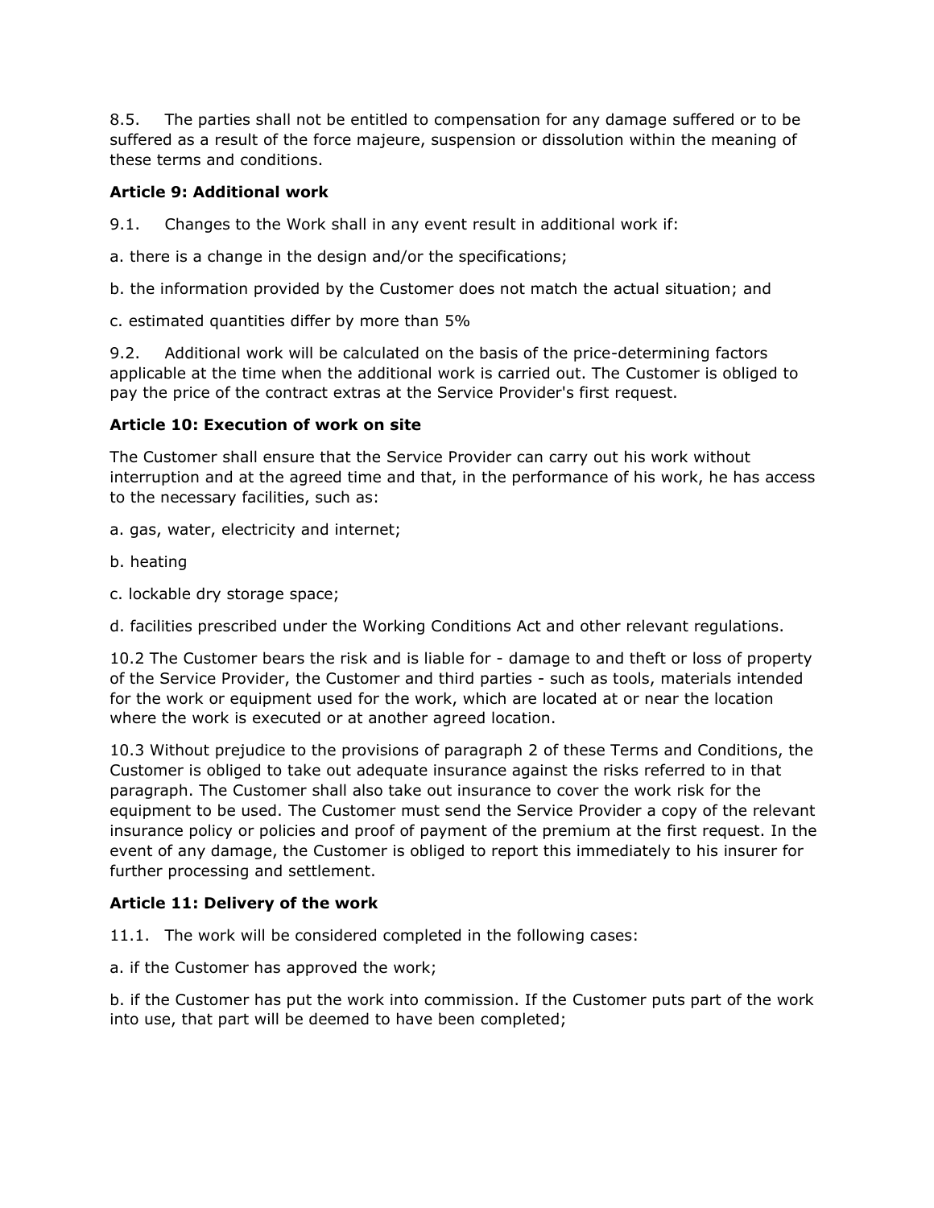8.5. The parties shall not be entitled to compensation for any damage suffered or to be suffered as a result of the force majeure, suspension or dissolution within the meaning of these terms and conditions.

**Article 9: Additional work**

9.1. Changes to the Work shall in any event result in additional work if:

a. there is a change in the design and/or the specifications;

b. the information provided by the Customer does not match the actual situation; and

c. estimated quantities differ by more than 5%

9.2. Additional work will be calculated on the basis of the price-determining factors applicable at the time when the additional work is carried out. The Customer is obliged to pay the price of the contract extras at the Service Provider's first request.

**Article 10: Execution of work on site**

The Customer shall ensure that the Service Provider can carry out his work without interruption and at the agreed time and that, in the performance of his work, he has access to the necessary facilities, such as:

a. gas, water, electricity and internet;

b. heating

c. lockable dry storage space;

d. facilities prescribed under the Working Conditions Act and other relevant regulations.

10.2 The Customer bears the risk and is liable for - damage to and theft or loss of property of the Service Provider, the Customer and third parties - such as tools, materials intended for the work or equipment used for the work, which are located at or near the location where the work is executed or at another agreed location.

10.3 Without prejudice to the provisions of paragraph 2 of these Terms and Conditions, the Customer is obliged to take out adequate insurance against the risks referred to in that paragraph. The Customer shall also take out insurance to cover the work risk for the equipment to be used. The Customer must send the Service Provider a copy of the relevant insurance policy or policies and proof of payment of the premium at the first request. In the event of any damage, the Customer is obliged to report this immediately to his insurer for further processing and settlement.

**Article 11: Delivery of the work**

11.1. The work will be considered completed in the following cases:

a. if the Customer has approved the work;

b. if the Customer has put the work into commission. If the Customer puts part of the work into use, that part will be deemed to have been completed;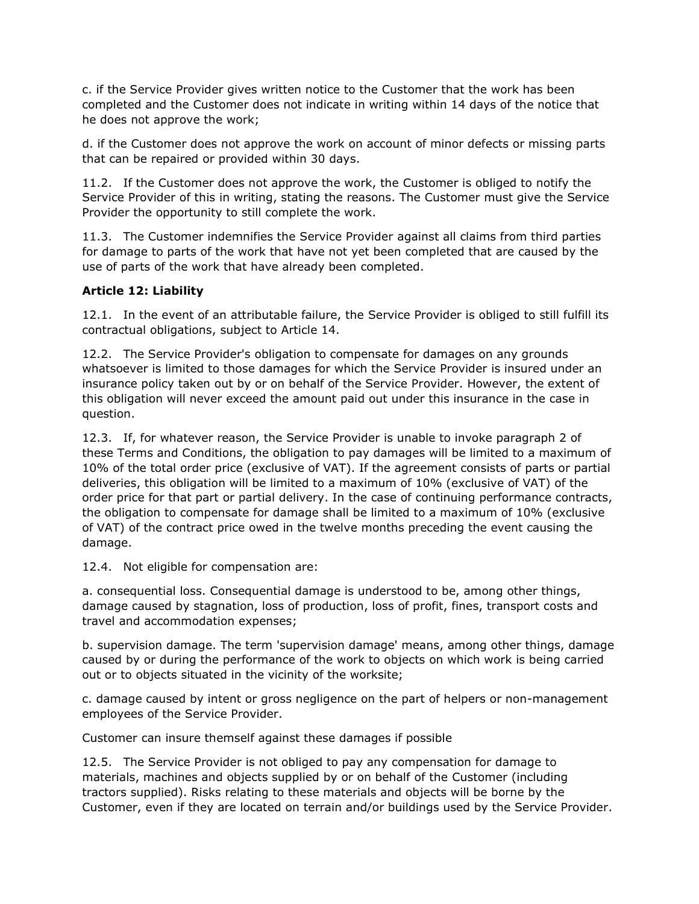c. if the Service Provider gives written notice to the Customer that the work has been completed and the Customer does not indicate in writing within 14 days of the notice that he does not approve the work;

d. if the Customer does not approve the work on account of minor defects or missing parts that can be repaired or provided within 30 days.

11.2. If the Customer does not approve the work, the Customer is obliged to notify the Service Provider of this in writing, stating the reasons. The Customer must give the Service Provider the opportunity to still complete the work.

11.3. The Customer indemnifies the Service Provider against all claims from third parties for damage to parts of the work that have not yet been completed that are caused by the use of parts of the work that have already been completed.

**Article 12: Liability**

12.1. In the event of an attributable failure, the Service Provider is obliged to still fulfill its contractual obligations, subject to Article 14.

12.2. The Service Provider's obligation to compensate for damages on any grounds whatsoever is limited to those damages for which the Service Provider is insured under an insurance policy taken out by or on behalf of the Service Provider. However, the extent of this obligation will never exceed the amount paid out under this insurance in the case in question.

12.3. If, for whatever reason, the Service Provider is unable to invoke paragraph 2 of these Terms and Conditions, the obligation to pay damages will be limited to a maximum of 10% of the total order price (exclusive of VAT). If the agreement consists of parts or partial deliveries, this obligation will be limited to a maximum of 10% (exclusive of VAT) of the order price for that part or partial delivery. In the case of continuing performance contracts, the obligation to compensate for damage shall be limited to a maximum of 10% (exclusive of VAT) of the contract price owed in the twelve months preceding the event causing the damage.

12.4. Not eligible for compensation are:

a. consequential loss. Consequential damage is understood to be, among other things, damage caused by stagnation, loss of production, loss of profit, fines, transport costs and travel and accommodation expenses;

b. supervision damage. The term 'supervision damage' means, among other things, damage caused by or during the performance of the work to objects on which work is being carried out or to objects situated in the vicinity of the worksite;

c. damage caused by intent or gross negligence on the part of helpers or non-management employees of the Service Provider.

Customer can insure themself against these damages if possible

12.5. The Service Provider is not obliged to pay any compensation for damage to materials, machines and objects supplied by or on behalf of the Customer (including tractors supplied). Risks relating to these materials and objects will be borne by the Customer, even if they are located on terrain and/or buildings used by the Service Provider.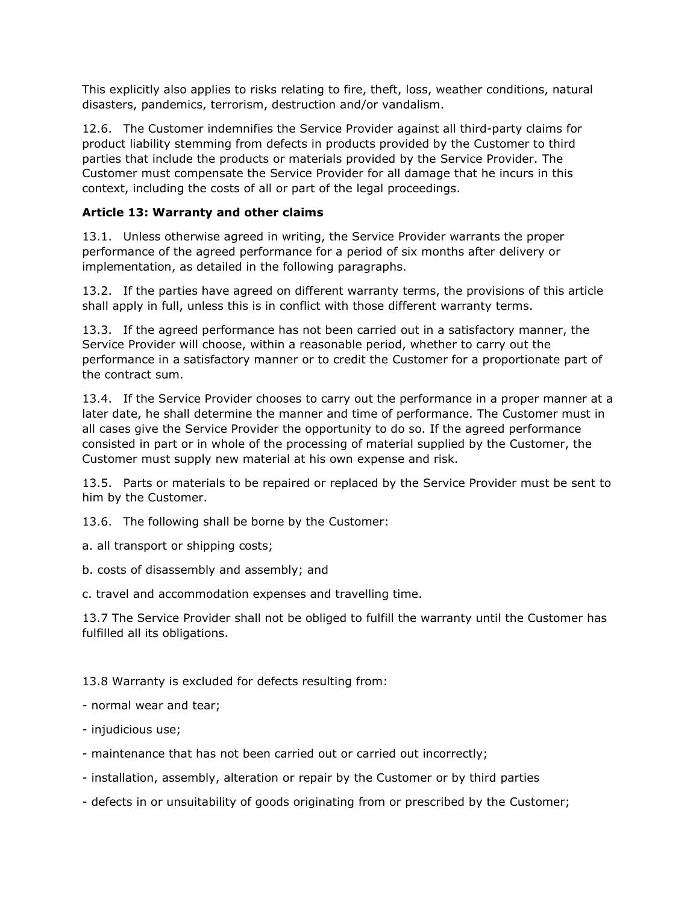This explicitly also applies to risks relating to fire, theft, loss, weather conditions, natural disasters, pandemics, terrorism, destruction and/or vandalism.

12.6. The Customer indemnifies the Service Provider against all third-party claims for product liability stemming from defects in products provided by the Customer to third parties that include the products or materials provided by the Service Provider. The Customer must compensate the Service Provider for all damage that he incurs in this context, including the costs of all or part of the legal proceedings.

**Article 13: Warranty and other claims**

13.1. Unless otherwise agreed in writing, the Service Provider warrants the proper performance of the agreed performance for a period of six months after delivery or implementation, as detailed in the following paragraphs.

13.2. If the parties have agreed on different warranty terms, the provisions of this article shall apply in full, unless this is in conflict with those different warranty terms.

13.3. If the agreed performance has not been carried out in a satisfactory manner, the Service Provider will choose, within a reasonable period, whether to carry out the performance in a satisfactory manner or to credit the Customer for a proportionate part of the contract sum.

13.4. If the Service Provider chooses to carry out the performance in a proper manner at a later date, he shall determine the manner and time of performance. The Customer must in all cases give the Service Provider the opportunity to do so. If the agreed performance consisted in part or in whole of the processing of material supplied by the Customer, the Customer must supply new material at his own expense and risk.

13.5. Parts or materials to be repaired or replaced by the Service Provider must be sent to him by the Customer.

13.6. The following shall be borne by the Customer:

a. all transport or shipping costs;

b. costs of disassembly and assembly; and

c. travel and accommodation expenses and travelling time.

13.7 The Service Provider shall not be obliged to fulfill the warranty until the Customer has fulfilled all its obligations.

13.8 Warranty is excluded for defects resulting from:

- normal wear and tear;
- injudicious use;
- maintenance that has not been carried out or carried out incorrectly;
- installation, assembly, alteration or repair by the Customer or by third parties
- defects in or unsuitability of goods originating from or prescribed by the Customer;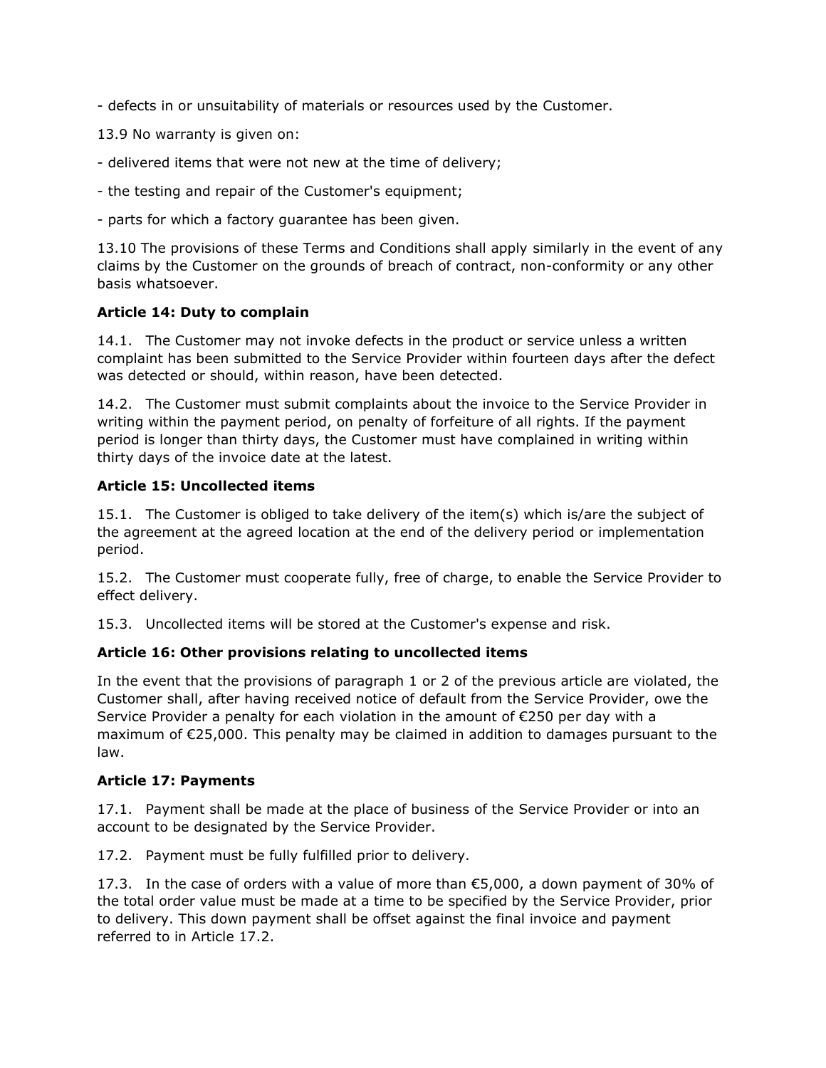- defects in or unsuitability of materials or resources used by the Customer.

13.9 No warranty is given on:

- delivered items that were not new at the time of delivery;

- the testing and repair of the Customer's equipment;

- parts for which a factory guarantee has been given.

13.10 The provisions of these Terms and Conditions shall apply similarly in the event of any claims by the Customer on the grounds of breach of contract, non-conformity or any other basis whatsoever.

**Article 14: Duty to complain**

14.1. The Customer may not invoke defects in the product or service unless a written complaint has been submitted to the Service Provider within fourteen days after the defect was detected or should, within reason, have been detected.

14.2. The Customer must submit complaints about the invoice to the Service Provider in writing within the payment period, on penalty of forfeiture of all rights. If the payment period is longer than thirty days, the Customer must have complained in writing within thirty days of the invoice date at the latest.

**Article 15: Uncollected items**

15.1. The Customer is obliged to take delivery of the item(s) which is/are the subject of the agreement at the agreed location at the end of the delivery period or implementation period.

15.2. The Customer must cooperate fully, free of charge, to enable the Service Provider to effect delivery.

15.3. Uncollected items will be stored at the Customer's expense and risk.

**Article 16: Other provisions relating to uncollected items**

In the event that the provisions of paragraph 1 or 2 of the previous article are violated, the Customer shall, after having received notice of default from the Service Provider, owe the Service Provider a penalty for each violation in the amount of €250 per day with a maximum of €25,000. This penalty may be claimed in addition to damages pursuant to the law.

**Article 17: Payments**

17.1. Payment shall be made at the place of business of the Service Provider or into an account to be designated by the Service Provider.

17.2. Payment must be fully fulfilled prior to delivery.

17.3. In the case of orders with a value of more than €5,000, a down payment of 30% of the total order value must be made at a time to be specified by the Service Provider, prior to delivery. This down payment shall be offset against the final invoice and payment referred to in Article 17.2.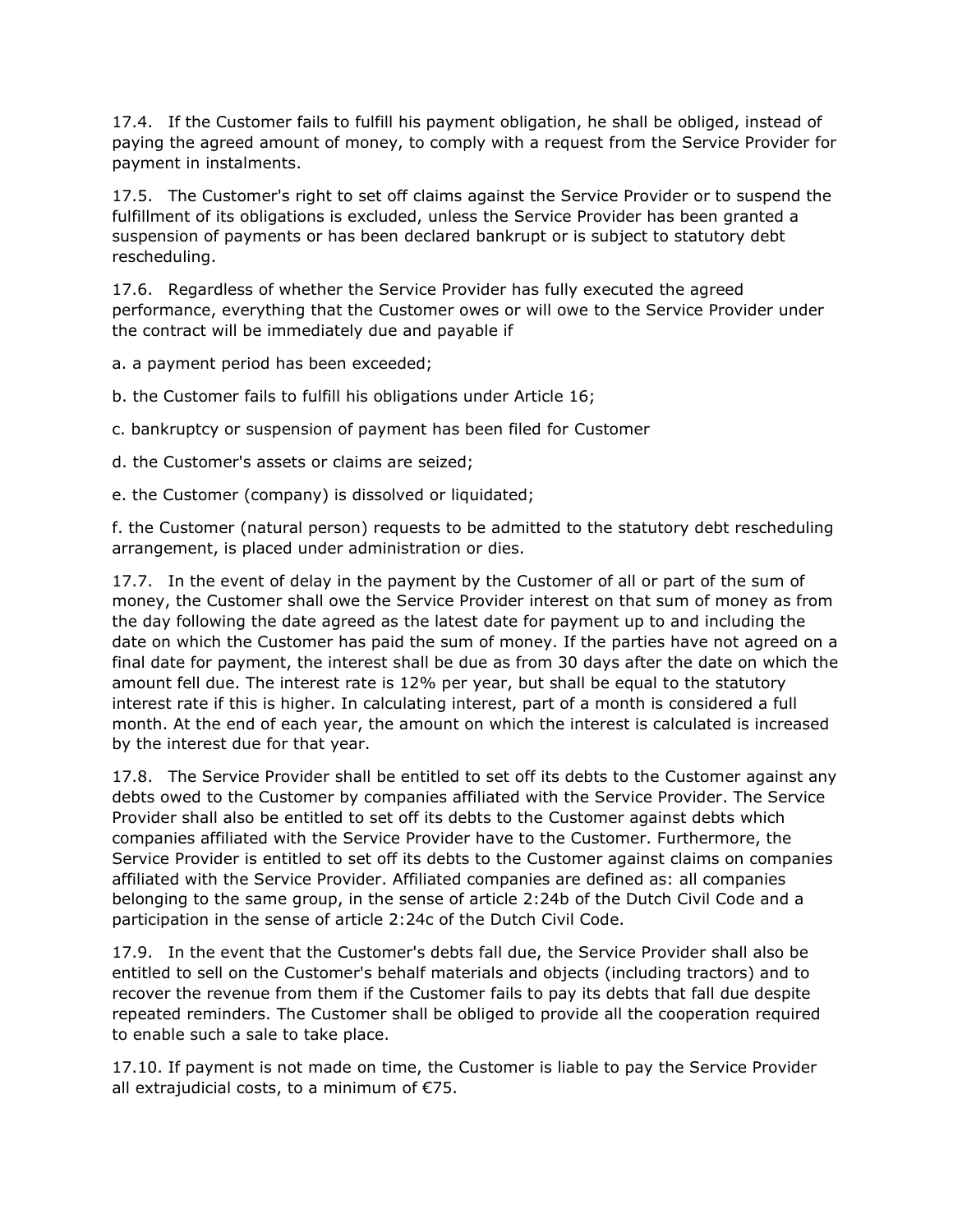17.4. If the Customer fails to fulfill his payment obligation, he shall be obliged, instead of paying the agreed amount of money, to comply with a request from the Service Provider for payment in instalments.

17.5. The Customer's right to set off claims against the Service Provider or to suspend the fulfillment of its obligations is excluded, unless the Service Provider has been granted a suspension of payments or has been declared bankrupt or is subject to statutory debt rescheduling.

17.6. Regardless of whether the Service Provider has fully executed the agreed performance, everything that the Customer owes or will owe to the Service Provider under the contract will be immediately due and payable if

a. a payment period has been exceeded;

b. the Customer fails to fulfill his obligations under Article 16;

c. bankruptcy or suspension of payment has been filed for Customer

d. the Customer's assets or claims are seized;

e. the Customer (company) is dissolved or liquidated;

f. the Customer (natural person) requests to be admitted to the statutory debt rescheduling arrangement, is placed under administration or dies.

17.7. In the event of delay in the payment by the Customer of all or part of the sum of money, the Customer shall owe the Service Provider interest on that sum of money as from the day following the date agreed as the latest date for payment up to and including the date on which the Customer has paid the sum of money. If the parties have not agreed on a final date for payment, the interest shall be due as from 30 days after the date on which the amount fell due. The interest rate is 12% per year, but shall be equal to the statutory interest rate if this is higher. In calculating interest, part of a month is considered a full month. At the end of each year, the amount on which the interest is calculated is increased by the interest due for that year.

17.8. The Service Provider shall be entitled to set off its debts to the Customer against any debts owed to the Customer by companies affiliated with the Service Provider. The Service Provider shall also be entitled to set off its debts to the Customer against debts which companies affiliated with the Service Provider have to the Customer. Furthermore, the Service Provider is entitled to set off its debts to the Customer against claims on companies affiliated with the Service Provider. Affiliated companies are defined as: all companies belonging to the same group, in the sense of article 2:24b of the Dutch Civil Code and a participation in the sense of article 2:24c of the Dutch Civil Code.

17.9. In the event that the Customer's debts fall due, the Service Provider shall also be entitled to sell on the Customer's behalf materials and objects (including tractors) and to recover the revenue from them if the Customer fails to pay its debts that fall due despite repeated reminders. The Customer shall be obliged to provide all the cooperation required to enable such a sale to take place.

17.10. If payment is not made on time, the Customer is liable to pay the Service Provider all extrajudicial costs, to a minimum of €75.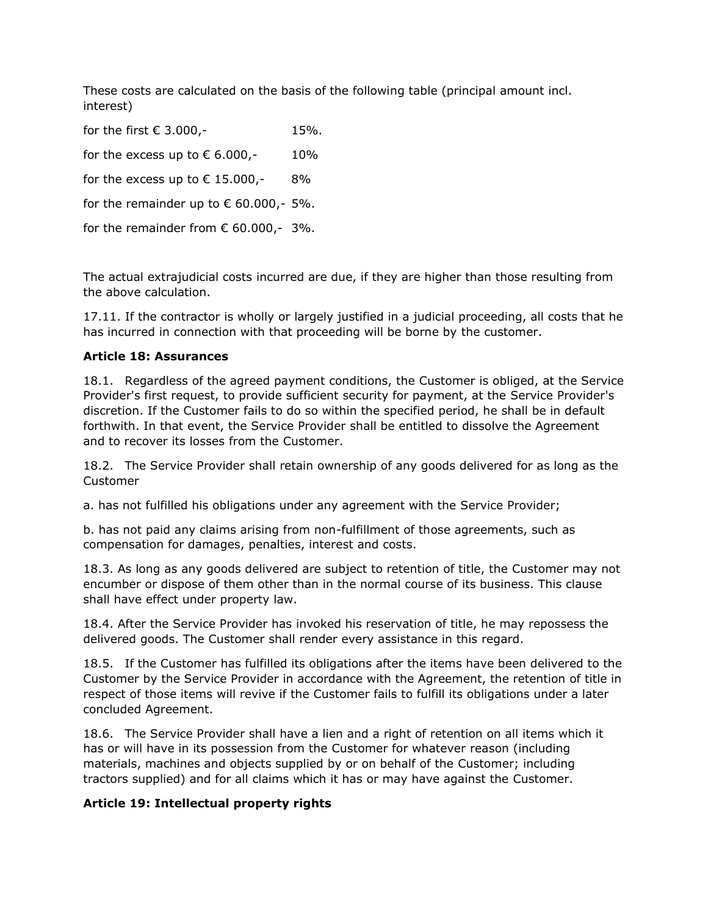These costs are calculated on the basis of the following table (principal amount incl. interest)

| | |
|---|---|
| for the first € 3.000,- | 15%. |
| for the excess up to € 6.000,- | 10% |
| for the excess up to € 15.000,- | 8% |
| for the remainder up to € 60.000,- | 5%. |
| for the remainder from € 60.000,- | 3%. |

The actual extrajudicial costs incurred are due, if they are higher than those resulting from the above calculation.

17.11. If the contractor is wholly or largely justified in a judicial proceeding, all costs that he has incurred in connection with that proceeding will be borne by the customer.

**Article 18: Assurances**

18.1. Regardless of the agreed payment conditions, the Customer is obliged, at the Service Provider's first request, to provide sufficient security for payment, at the Service Provider's discretion. If the Customer fails to do so within the specified period, he shall be in default forthwith. In that event, the Service Provider shall be entitled to dissolve the Agreement and to recover its losses from the Customer.

18.2. The Service Provider shall retain ownership of any goods delivered for as long as the Customer

a. has not fulfilled his obligations under any agreement with the Service Provider;

b. has not paid any claims arising from non-fulfillment of those agreements, such as compensation for damages, penalties, interest and costs.

18.3. As long as any goods delivered are subject to retention of title, the Customer may not encumber or dispose of them other than in the normal course of its business. This clause shall have effect under property law.

18.4. After the Service Provider has invoked his reservation of title, he may repossess the delivered goods. The Customer shall render every assistance in this regard.

18.5. If the Customer has fulfilled its obligations after the items have been delivered to the Customer by the Service Provider in accordance with the Agreement, the retention of title in respect of those items will revive if the Customer fails to fulfill its obligations under a later concluded Agreement.

18.6. The Service Provider shall have a lien and a right of retention on all items which it has or will have in its possession from the Customer for whatever reason (including materials, machines and objects supplied by or on behalf of the Customer; including tractors supplied) and for all claims which it has or may have against the Customer.

**Article 19: Intellectual property rights**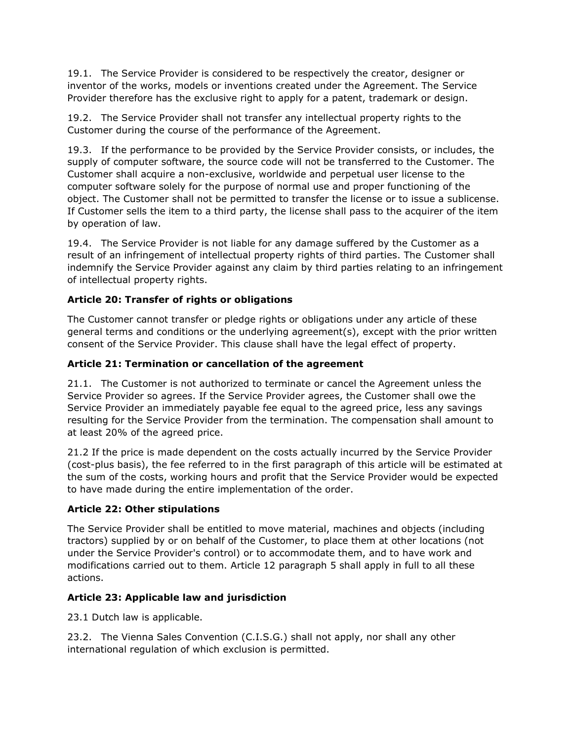19.1. The Service Provider is considered to be respectively the creator, designer or inventor of the works, models or inventions created under the Agreement. The Service Provider therefore has the exclusive right to apply for a patent, trademark or design.

19.2. The Service Provider shall not transfer any intellectual property rights to the Customer during the course of the performance of the Agreement.

19.3. If the performance to be provided by the Service Provider consists, or includes, the supply of computer software, the source code will not be transferred to the Customer. The Customer shall acquire a non-exclusive, worldwide and perpetual user license to the computer software solely for the purpose of normal use and proper functioning of the object. The Customer shall not be permitted to transfer the license or to issue a sublicense. If Customer sells the item to a third party, the license shall pass to the acquirer of the item by operation of law.

19.4. The Service Provider is not liable for any damage suffered by the Customer as a result of an infringement of intellectual property rights of third parties. The Customer shall indemnify the Service Provider against any claim by third parties relating to an infringement of intellectual property rights.

### Article 20: Transfer of rights or obligations

The Customer cannot transfer or pledge rights or obligations under any article of these general terms and conditions or the underlying agreement(s), except with the prior written consent of the Service Provider. This clause shall have the legal effect of property.

### Article 21: Termination or cancellation of the agreement

21.1. The Customer is not authorized to terminate or cancel the Agreement unless the Service Provider so agrees. If the Service Provider agrees, the Customer shall owe the Service Provider an immediately payable fee equal to the agreed price, less any savings resulting for the Service Provider from the termination. The compensation shall amount to at least 20% of the agreed price.

21.2 If the price is made dependent on the costs actually incurred by the Service Provider (cost-plus basis), the fee referred to in the first paragraph of this article will be estimated at the sum of the costs, working hours and profit that the Service Provider would be expected to have made during the entire implementation of the order.

### Article 22: Other stipulations

The Service Provider shall be entitled to move material, machines and objects (including tractors) supplied by or on behalf of the Customer, to place them at other locations (not under the Service Provider's control) or to accommodate them, and to have work and modifications carried out to them. Article 12 paragraph 5 shall apply in full to all these actions.

### Article 23: Applicable law and jurisdiction

23.1 Dutch law is applicable.

23.2. The Vienna Sales Convention (C.I.S.G.) shall not apply, nor shall any other international regulation of which exclusion is permitted.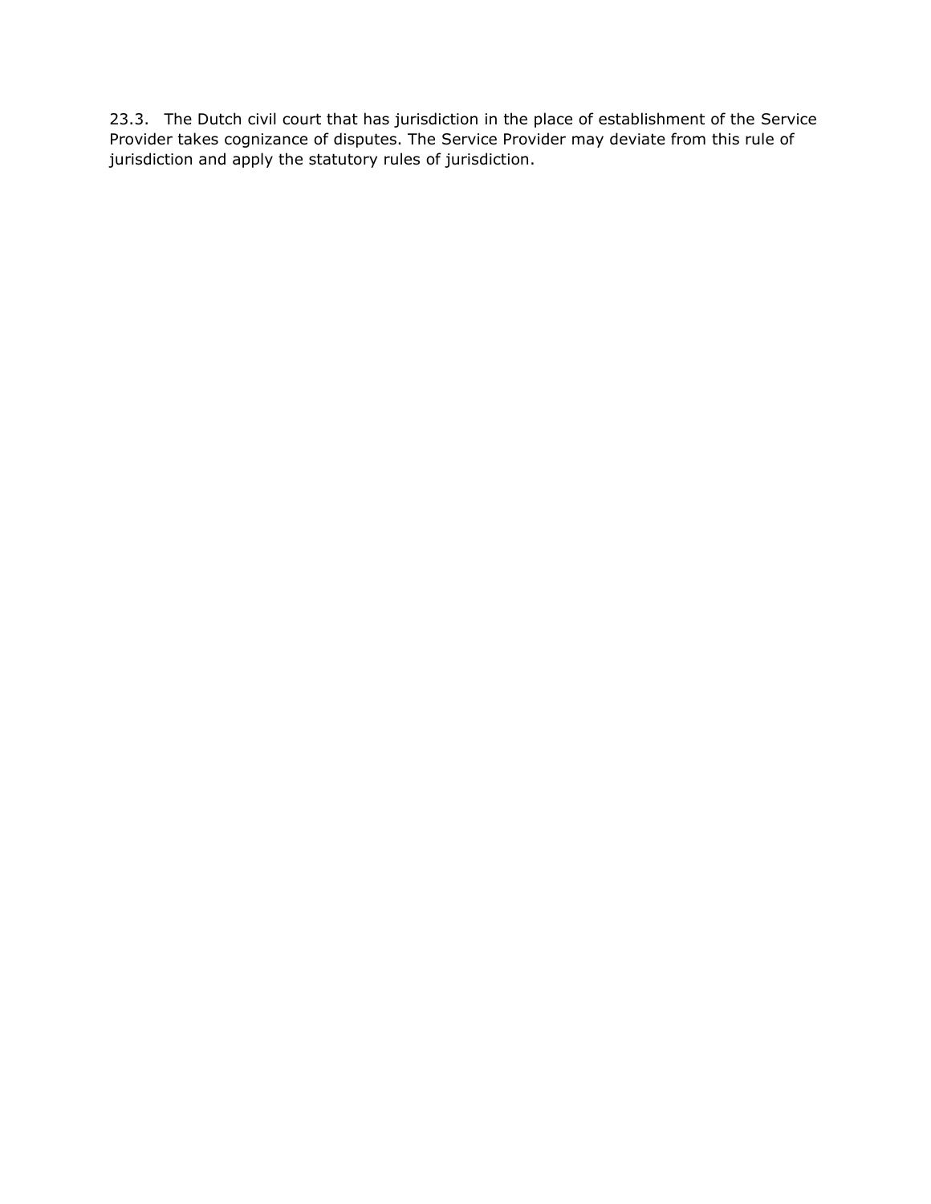23.3. The Dutch civil court that has jurisdiction in the place of establishment of the Service Provider takes cognizance of disputes. The Service Provider may deviate from this rule of jurisdiction and apply the statutory rules of jurisdiction.